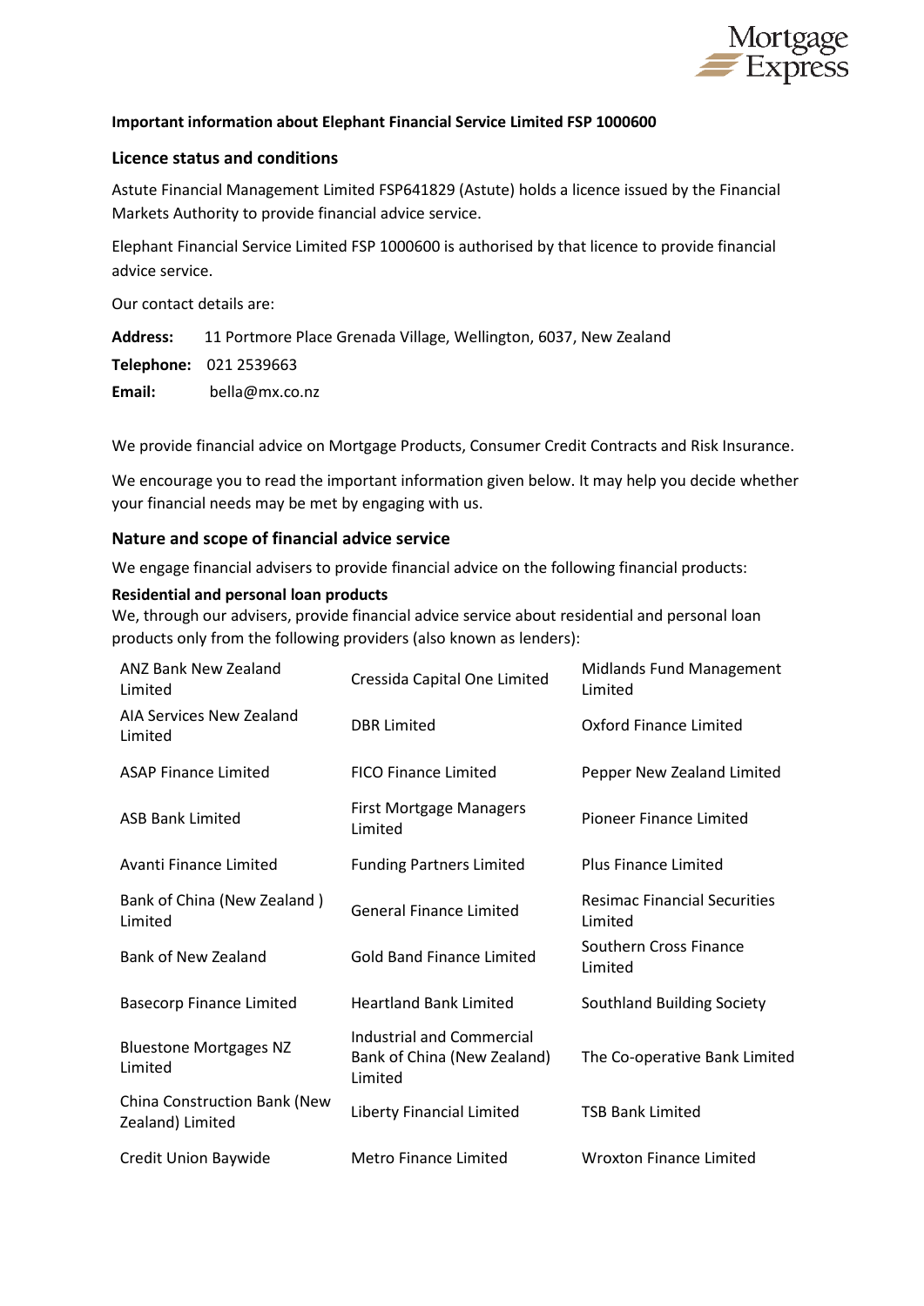Mortgage Express

**Important information about Elephant Financial Service Limited FSP 1000600**

## Licence status and conditions

Astute Financial Management Limited FSP641829 (Astute) holds a licence issued by the Financial Markets Authority to provide financial advice service.

Elephant Financial Service Limited FSP 1000600 is authorised by that licence to provide financial advice service.

Our contact details are:

**Address:** 11 Portmore Place Grenada Village, Wellington, 6037, New Zealand

**Telephone:** 021 2539663

**Email:** bella@mx.co.nz

We provide financial advice on Mortgage Products, Consumer Credit Contracts and Risk Insurance.

We encourage you to read the important information given below. It may help you decide whether your financial needs may be met by engaging with us.

## Nature and scope of financial advice service

We engage financial advisers to provide financial advice on the following financial products:

**Residential and personal loan products**

We, through our advisers, provide financial advice service about residential and personal loan products only from the following providers (also known as lenders):

| | | |
|---|---|---|
| ANZ Bank New Zealand Limited | Cressida Capital One Limited | Midlands Fund Management Limited |
| AIA Services New Zealand Limited | DBR Limited | Oxford Finance Limited |
| ASAP Finance Limited | FICO Finance Limited | Pepper New Zealand Limited |
| ASB Bank Limited | First Mortgage Managers Limited | Pioneer Finance Limited |
| Avanti Finance Limited | Funding Partners Limited | Plus Finance Limited |
| Bank of China (New Zealand ) Limited | General Finance Limited | Resimac Financial Securities Limited |
| Bank of New Zealand | Gold Band Finance Limited | Southern Cross Finance Limited |
| Basecorp Finance Limited | Heartland Bank Limited | Southland Building Society |
| Bluestone Mortgages NZ Limited | Industrial and Commercial Bank of China (New Zealand) Limited | The Co-operative Bank Limited |
| China Construction Bank (New Zealand) Limited | Liberty Financial Limited | TSB Bank Limited |
| Credit Union Baywide | Metro Finance Limited | Wroxton Finance Limited |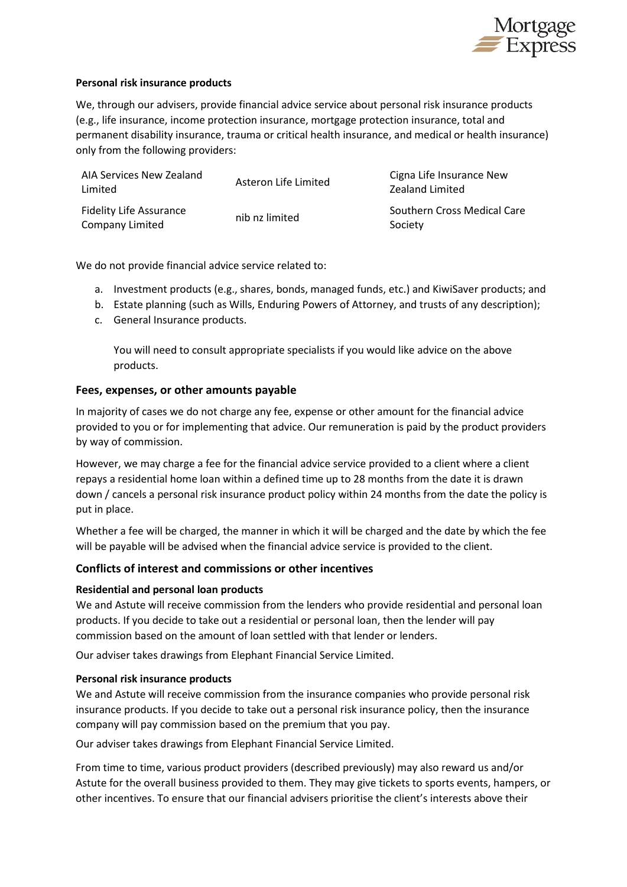**Personal risk insurance products**

We, through our advisers, provide financial advice service about personal risk insurance products (e.g., life insurance, income protection insurance, mortgage protection insurance, total and permanent disability insurance, trauma or critical health insurance, and medical or health insurance) only from the following providers:

| | | |
|---|---|---|
| AIA Services New Zealand Limited | Asteron Life Limited | Cigna Life Insurance New Zealand Limited |
| Fidelity Life Assurance Company Limited | nib nz limited | Southern Cross Medical Care Society |

We do not provide financial advice service related to:

a. Investment products (e.g., shares, bonds, managed funds, etc.) and KiwiSaver products; and
b. Estate planning (such as Wills, Enduring Powers of Attorney, and trusts of any description);
c. General Insurance products.

   You will need to consult appropriate specialists if you would like advice on the above products.

## Fees, expenses, or other amounts payable

In majority of cases we do not charge any fee, expense or other amount for the financial advice provided to you or for implementing that advice. Our remuneration is paid by the product providers by way of commission.

However, we may charge a fee for the financial advice service provided to a client where a client repays a residential home loan within a defined time up to 28 months from the date it is drawn down / cancels a personal risk insurance product policy within 24 months from the date the policy is put in place.

Whether a fee will be charged, the manner in which it will be charged and the date by which the fee will be payable will be advised when the financial advice service is provided to the client.

## Conflicts of interest and commissions or other incentives

**Residential and personal loan products**

We and Astute will receive commission from the lenders who provide residential and personal loan products. If you decide to take out a residential or personal loan, then the lender will pay commission based on the amount of loan settled with that lender or lenders.

Our adviser takes drawings from Elephant Financial Service Limited.

**Personal risk insurance products**

We and Astute will receive commission from the insurance companies who provide personal risk insurance products. If you decide to take out a personal risk insurance policy, then the insurance company will pay commission based on the premium that you pay.

Our adviser takes drawings from Elephant Financial Service Limited.

From time to time, various product providers (described previously) may also reward us and/or Astute for the overall business provided to them. They may give tickets to sports events, hampers, or other incentives. To ensure that our financial advisers prioritise the client's interests above their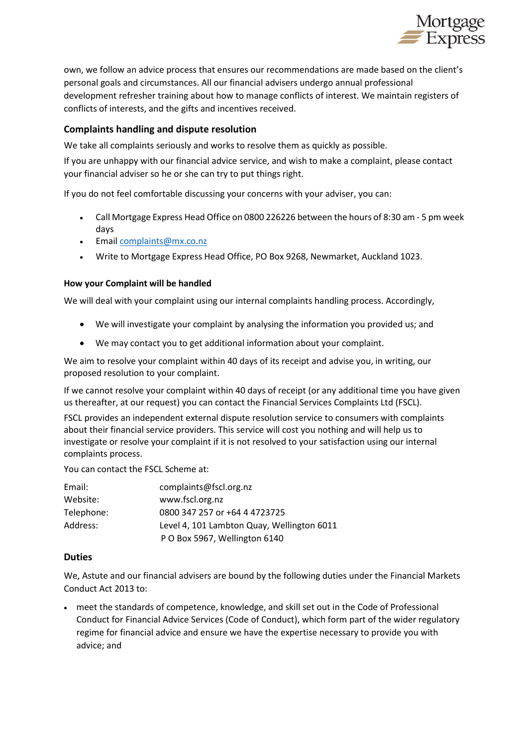own, we follow an advice process that ensures our recommendations are made based on the client's personal goals and circumstances. All our financial advisers undergo annual professional development refresher training about how to manage conflicts of interest. We maintain registers of conflicts of interests, and the gifts and incentives received.

## Complaints handling and dispute resolution

We take all complaints seriously and works to resolve them as quickly as possible.

If you are unhappy with our financial advice service, and wish to make a complaint, please contact your financial adviser so he or she can try to put things right.

If you do not feel comfortable discussing your concerns with your adviser, you can:

- Call Mortgage Express Head Office on 0800 226226 between the hours of 8:30 am - 5 pm week days
- Email complaints@mx.co.nz
- Write to Mortgage Express Head Office, PO Box 9268, Newmarket, Auckland 1023.

### How your Complaint will be handled

We will deal with your complaint using our internal complaints handling process. Accordingly,

- We will investigate your complaint by analysing the information you provided us; and
- We may contact you to get additional information about your complaint.

We aim to resolve your complaint within 40 days of its receipt and advise you, in writing, our proposed resolution to your complaint.

If we cannot resolve your complaint within 40 days of receipt (or any additional time you have given us thereafter, at our request) you can contact the Financial Services Complaints Ltd (FSCL).

FSCL provides an independent external dispute resolution service to consumers with complaints about their financial service providers. This service will cost you nothing and will help us to investigate or resolve your complaint if it is not resolved to your satisfaction using our internal complaints process.

You can contact the FSCL Scheme at:

| | |
|---|---|
| Email: | complaints@fscl.org.nz |
| Website: | www.fscl.org.nz |
| Telephone: | 0800 347 257 or +64 4 4723725 |
| Address: | Level 4, 101 Lambton Quay, Wellington 6011 |
| | P O Box 5967, Wellington 6140 |

## Duties

We, Astute and our financial advisers are bound by the following duties under the Financial Markets Conduct Act 2013 to:

- meet the standards of competence, knowledge, and skill set out in the Code of Professional Conduct for Financial Advice Services (Code of Conduct), which form part of the wider regulatory regime for financial advice and ensure we have the expertise necessary to provide you with advice; and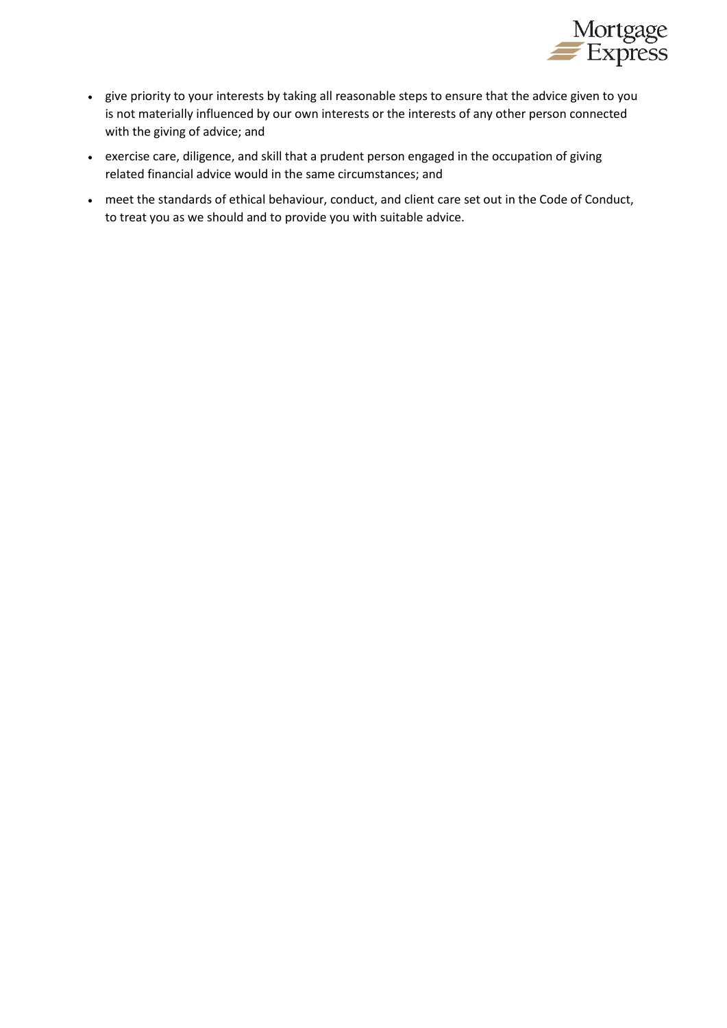- give priority to your interests by taking all reasonable steps to ensure that the advice given to you is not materially influenced by our own interests or the interests of any other person connected with the giving of advice; and
- exercise care, diligence, and skill that a prudent person engaged in the occupation of giving related financial advice would in the same circumstances; and
- meet the standards of ethical behaviour, conduct, and client care set out in the Code of Conduct, to treat you as we should and to provide you with suitable advice.